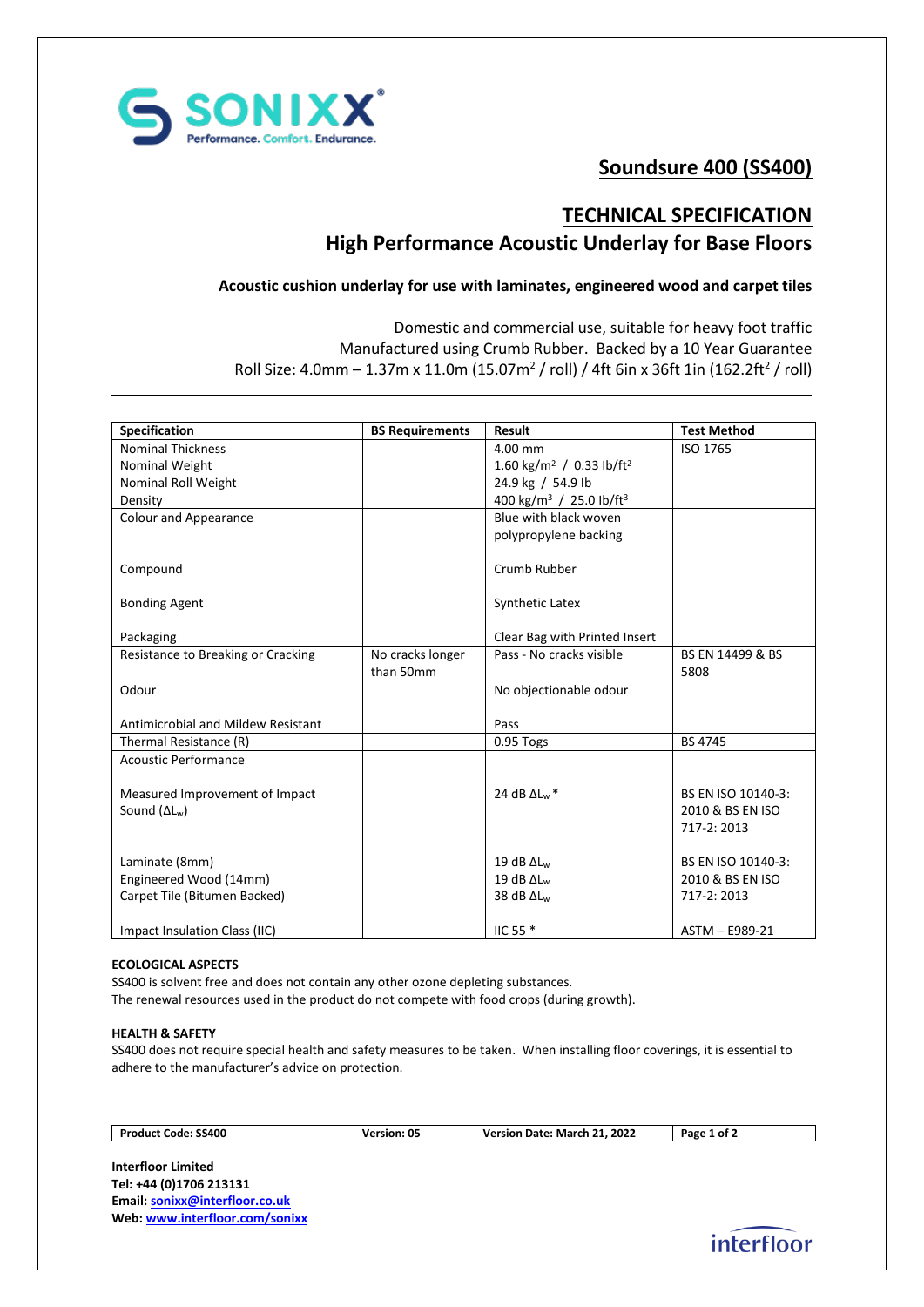SONIXX®
Performance. Comfort. Endurance.

# Soundsure 400 (SS400)

## TECHNICAL SPECIFICATION
## High Performance Acoustic Underlay for Base Floors

**Acoustic cushion underlay for use with laminates, engineered wood and carpet tiles**

Domestic and commercial use, suitable for heavy foot traffic
Manufactured using Crumb Rubber. Backed by a 10 Year Guarantee
Roll Size: 4.0mm – 1.37m x 11.0m (15.07m$^2$ / roll) / 4ft 6in x 36ft 1in (162.2ft$^2$ / roll)

| Specification | BS Requirements | Result | Test Method |
|---|---|---|---|
| Nominal Thickness<br>Nominal Weight<br>Nominal Roll Weight<br>Density | | 4.00 mm<br>1.60 kg/m$^2$ / 0.33 lb/ft$^2$<br>24.9 kg / 54.9 lb<br>400 kg/m$^3$ / 25.0 lb/ft$^3$ | ISO 1765 |
| Colour and Appearance<br><br>Compound<br><br>Bonding Agent<br><br>Packaging | | Blue with black woven polypropylene backing<br><br>Crumb Rubber<br><br>Synthetic Latex<br><br>Clear Bag with Printed Insert | |
| Resistance to Breaking or Cracking | No cracks longer than 50mm | Pass - No cracks visible | BS EN 14499 & BS 5808 |
| Odour<br><br>Antimicrobial and Mildew Resistant | | No objectionable odour<br><br>Pass | |
| Thermal Resistance (R) | | 0.95 Togs | BS 4745 |
| Acoustic Performance<br><br>Measured Improvement of Impact Sound ($\Delta L_w$)<br><br>Laminate (8mm)<br>Engineered Wood (14mm)<br>Carpet Tile (Bitumen Backed)<br><br>Impact Insulation Class (IIC) | | <br><br>24 dB $\Delta L_w$ *<br><br>19 dB $\Delta L_w$<br>19 dB $\Delta L_w$<br>38 dB $\Delta L_w$<br><br>IIC 55 * | <br><br>BS EN ISO 10140-3: 2010 & BS EN ISO 717-2: 2013<br><br>BS EN ISO 10140-3: 2010 & BS EN ISO 717-2: 2013<br><br>ASTM – E989-21 |

**ECOLOGICAL ASPECTS**
SS400 is solvent free and does not contain any other ozone depleting substances.
The renewal resources used in the product do not compete with food crops (during growth).

**HEALTH & SAFETY**
SS400 does not require special health and safety measures to be taken. When installing floor coverings, it is essential to adhere to the manufacturer's advice on protection.

| Product Code: SS400 | Version: 05 | Version Date: March 21, 2022 |
|---|---|---|

**Interfloor Limited**
**Tel: +44 (0)1706 213131**
**Email: sonixx@interfloor.co.uk**
**Web: www.interfloor.com/sonixx**

interfloor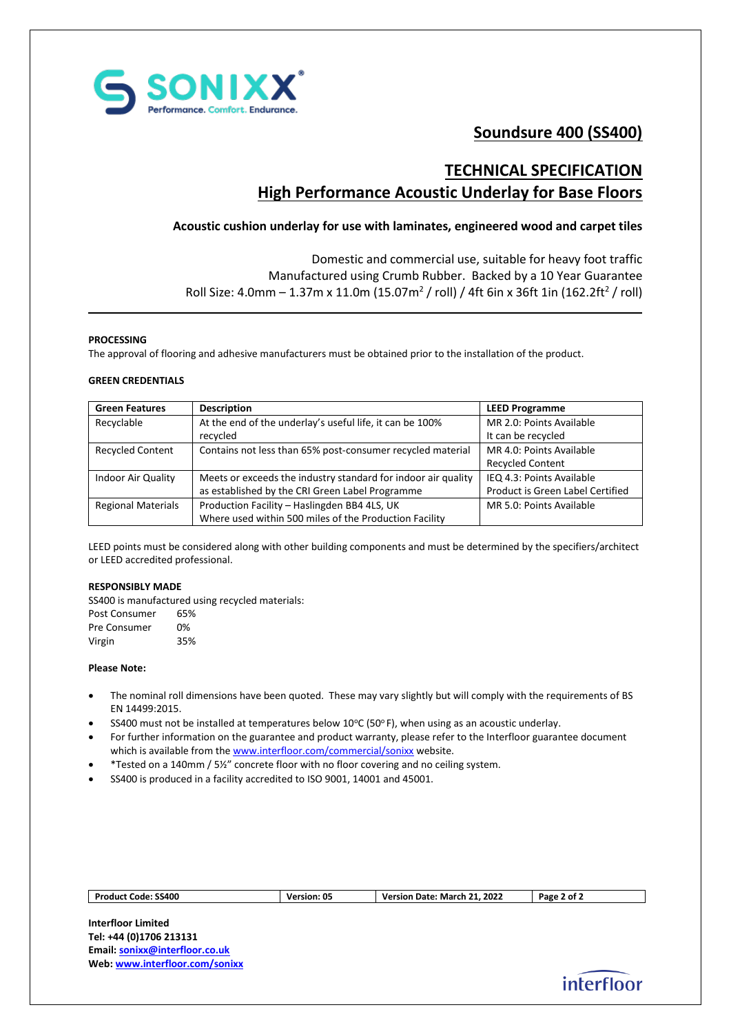# Soundsure 400 (SS400)

## TECHNICAL SPECIFICATION
## High Performance Acoustic Underlay for Base Floors

**Acoustic cushion underlay for use with laminates, engineered wood and carpet tiles**

Domestic and commercial use, suitable for heavy foot traffic
Manufactured using Crumb Rubber. Backed by a 10 Year Guarantee
Roll Size: 4.0mm – 1.37m x 11.0m (15.07m$^2$ / roll) / 4ft 6in x 36ft 1in (162.2ft$^2$ / roll)

---

**PROCESSING**

The approval of flooring and adhesive manufacturers must be obtained prior to the installation of the product.

**GREEN CREDENTIALS**

| Green Features | Description | LEED Programme |
|---|---|---|
| Recyclable | At the end of the underlay's useful life, it can be 100% recycled | MR 2.0: Points Available<br>It can be recycled |
| Recycled Content | Contains not less than 65% post-consumer recycled material | MR 4.0: Points Available<br>Recycled Content |
| Indoor Air Quality | Meets or exceeds the industry standard for indoor air quality as established by the CRI Green Label Programme | IEQ 4.3: Points Available<br>Product is Green Label Certified |
| Regional Materials | Production Facility – Haslingden BB4 4LS, UK<br>Where used within 500 miles of the Production Facility | MR 5.0: Points Available |

LEED points must be considered along with other building components and must be determined by the specifiers/architect or LEED accredited professional.

**RESPONSIBLY MADE**

SS400 is manufactured using recycled materials:

| | |
|---|---|
| Post Consumer | 65% |
| Pre Consumer | 0% |
| Virgin | 35% |

**Please Note:**

- The nominal roll dimensions have been quoted. These may vary slightly but will comply with the requirements of BS EN 14499:2015.
- SS400 must not be installed at temperatures below 10ºC (50º F), when using as an acoustic underlay.
- For further information on the guarantee and product warranty, please refer to the Interfloor guarantee document which is available from the www.interfloor.com/commercial/sonixx website.
- *Tested on a 140mm / 5½" concrete floor with no floor covering and no ceiling system.
- SS400 is produced in a facility accredited to ISO 9001, 14001 and 45001.

| Product Code: SS400 | Version: 05 | Version Date: March 21, 2022 |
|---|---|---|

**Interfloor Limited**
**Tel: +44 (0)1706 213131**
**Email: sonixx@interfloor.co.uk**
**Web: www.interfloor.com/sonixx**